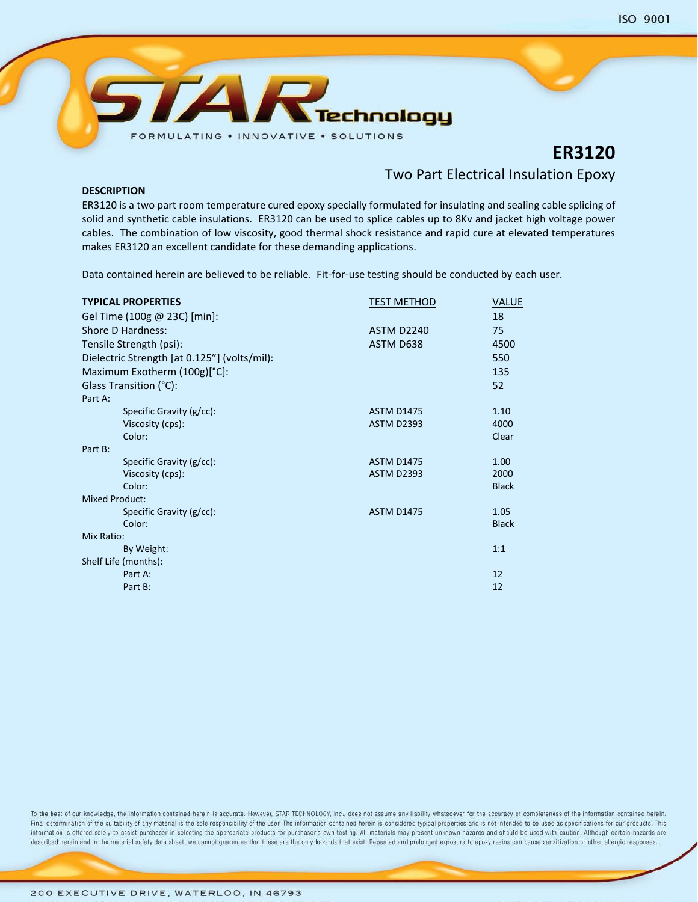ISO 9001

STAR Technology

FORMULATING • INNOVATIVE • SOLUTIONS

# ER3120

## Two Part Electrical Insulation Epoxy

**DESCRIPTION**

ER3120 is a two part room temperature cured epoxy specially formulated for insulating and sealing cable splicing of solid and synthetic cable insulations. ER3120 can be used to splice cables up to 8Kv and jacket high voltage power cables. The combination of low viscosity, good thermal shock resistance and rapid cure at elevated temperatures makes ER3120 an excellent candidate for these demanding applications.

Data contained herein are believed to be reliable. Fit-for-use testing should be conducted by each user.

| **TYPICAL PROPERTIES** | TEST METHOD | VALUE |
|---|---|---|
| Gel Time (100g @ 23C) [min]: | | 18 |
| Shore D Hardness: | ASTM D2240 | 75 |
| Tensile Strength (psi): | ASTM D638 | 4500 |
| Dielectric Strength [at 0.125"] (volts/mil): | | 550 |
| Maximum Exotherm (100g)[°C]: | | 135 |
| Glass Transition (°C): | | 52 |
| Part A: | | |
| Specific Gravity (g/cc): | ASTM D1475 | 1.10 |
| Viscosity (cps): | ASTM D2393 | 4000 |
| Color: | | Clear |
| Part B: | | |
| Specific Gravity (g/cc): | ASTM D1475 | 1.00 |
| Viscosity (cps): | ASTM D2393 | 2000 |
| Color: | | Black |
| Mixed Product: | | |
| Specific Gravity (g/cc): | ASTM D1475 | 1.05 |
| Color: | | Black |
| Mix Ratio: | | |
| By Weight: | | 1:1 |
| Shelf Life (months): | | |
| Part A: | | 12 |
| Part B: | | 12 |

To the best of our knowledge, the information contained herein is accurate. However, STAR TECHNOLOGY, Inc., does not assume any liability whatsoever for the accuracy or completeness of the information contained herein. Final determination of the suitability of any material is the sole responsibility of the user. The information contained herein is considered typical properties and is not intended to be used as specifications for our products. This information is offered solely to assist purchaser in selecting the appropriate products for purchaser's own testing. All materials may present unknown hazards and should be used with caution. Although certain hazards are described herein and in the material safety data sheet, we cannot guarantee that these are the only hazards that exist. Repeated and prolonged exposure to epoxy resins can cause sensitization or other allergic responses.

200 EXECUTIVE DRIVE, WATERLOO, IN 46793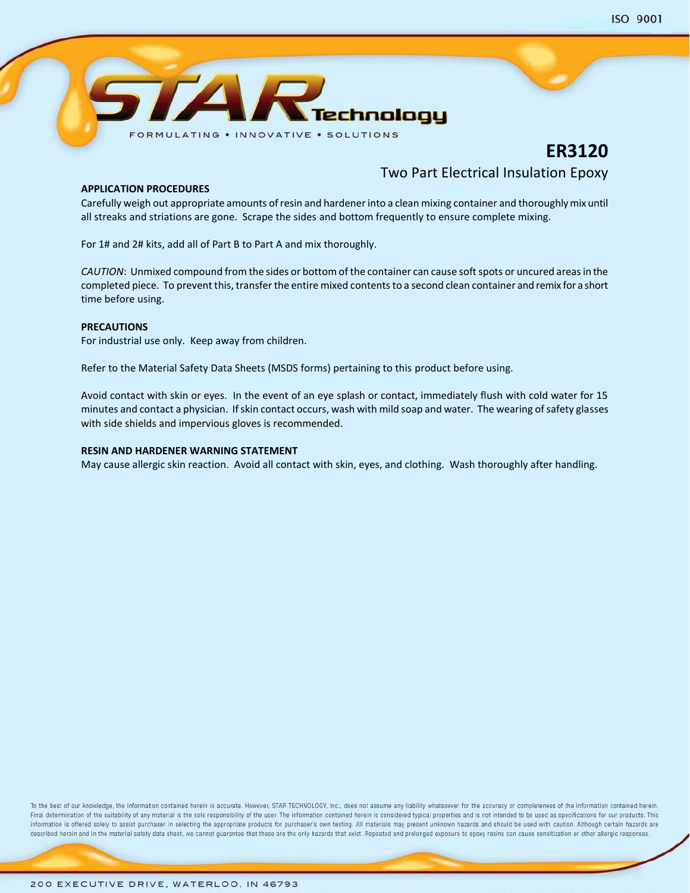# ER3120

Two Part Electrical Insulation Epoxy

**APPLICATION PROCEDURES**

Carefully weigh out appropriate amounts of resin and hardener into a clean mixing container and thoroughly mix until all streaks and striations are gone. Scrape the sides and bottom frequently to ensure complete mixing.

For 1# and 2# kits, add all of Part B to Part A and mix thoroughly.

*CAUTION*: Unmixed compound from the sides or bottom of the container can cause soft spots or uncured areas in the completed piece. To prevent this, transfer the entire mixed contents to a second clean container and remix for a short time before using.

**PRECAUTIONS**

For industrial use only. Keep away from children.

Refer to the Material Safety Data Sheets (MSDS forms) pertaining to this product before using.

Avoid contact with skin or eyes. In the event of an eye splash or contact, immediately flush with cold water for 15 minutes and contact a physician. If skin contact occurs, wash with mild soap and water. The wearing of safety glasses with side shields and impervious gloves is recommended.

**RESIN AND HARDENER WARNING STATEMENT**

May cause allergic skin reaction. Avoid all contact with skin, eyes, and clothing. Wash thoroughly after handling.

To the best of our knowledge, the information contained herein is accurate. However, STAR TECHNOLOGY, Inc., does not assume any liability whatsoever for the accuracy or completeness of the information contained herein. Final determination of the suitability of any material is the sole responsibility of the user. The information contained herein is considered typical properties and is not intended to be used as specifications for our products. This information is offered solely to assist purchaser in selecting the appropriate products for purchaser's own testing. All materials may present unknown hazards and should be used with caution. Although certain hazards are described herein and in the material safety data sheet, we cannot guarantee that these are the only hazards that exist. Repeated and prolonged exposure to epoxy resins can cause sensitization or other allergic responses.